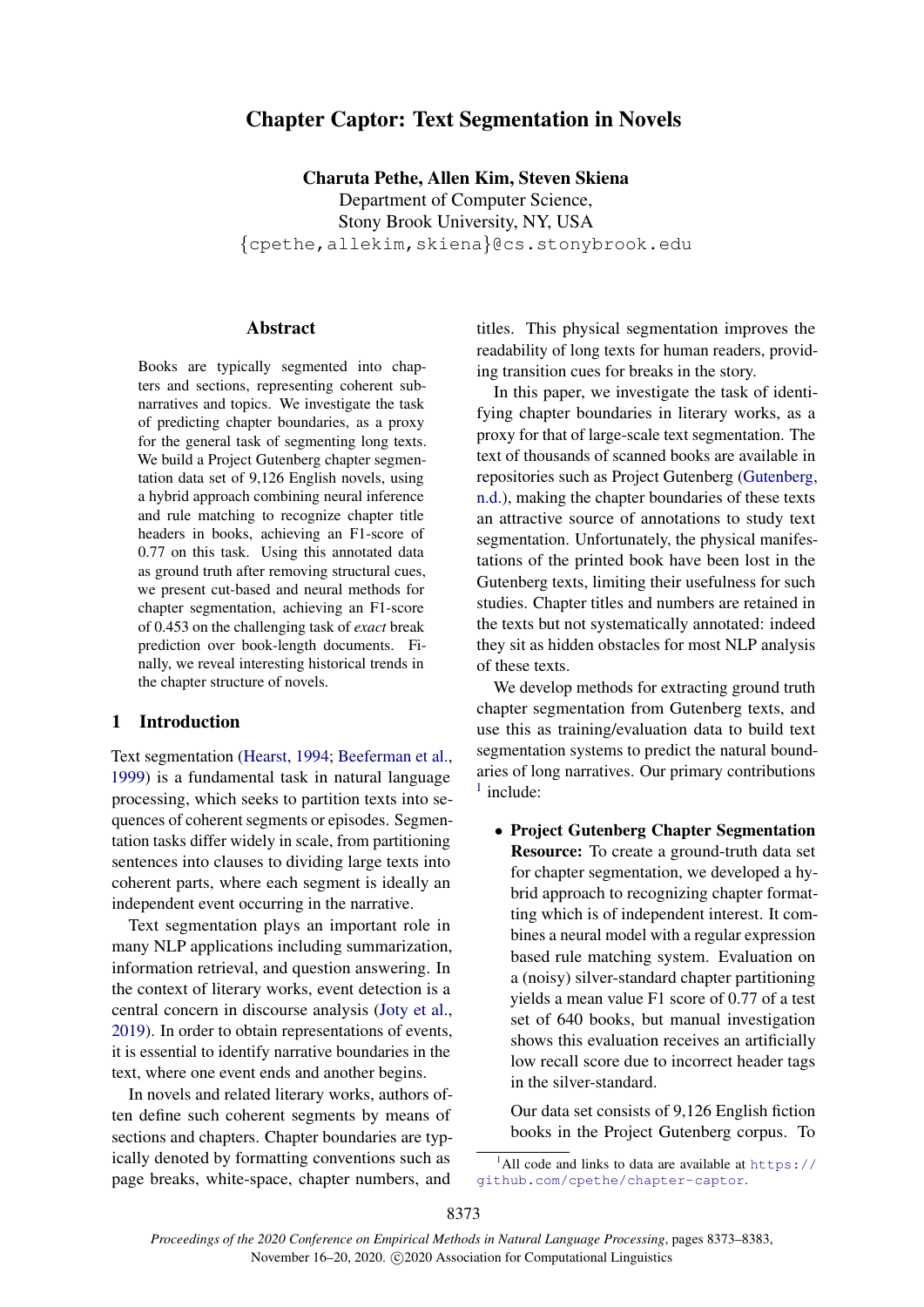# Chapter Captor: Text Segmentation in Novels

**Charuta Pethe, Allen Kim, Steven Skiena**
Department of Computer Science,
Stony Brook University, NY, USA
{cpethe,allekim,skiena}@cs.stonybrook.edu

## Abstract

Books are typically segmented into chapters and sections, representing coherent subnarratives and topics. We investigate the task of predicting chapter boundaries, as a proxy for the general task of segmenting long texts. We build a Project Gutenberg chapter segmentation data set of 9,126 English novels, using a hybrid approach combining neural inference and rule matching to recognize chapter title headers in books, achieving an F1-score of 0.77 on this task. Using this annotated data as ground truth after removing structural cues, we present cut-based and neural methods for chapter segmentation, achieving an F1-score of 0.453 on the challenging task of *exact* break prediction over book-length documents. Finally, we reveal interesting historical trends in the chapter structure of novels.

## 1 Introduction

Text segmentation (Hearst, 1994; Beeferman et al., 1999) is a fundamental task in natural language processing, which seeks to partition texts into sequences of coherent segments or episodes. Segmentation tasks differ widely in scale, from partitioning sentences into clauses to dividing large texts into coherent parts, where each segment is ideally an independent event occurring in the narrative.

Text segmentation plays an important role in many NLP applications including summarization, information retrieval, and question answering. In the context of literary works, event detection is a central concern in discourse analysis (Joty et al., 2019). In order to obtain representations of events, it is essential to identify narrative boundaries in the text, where one event ends and another begins.

In novels and related literary works, authors often define such coherent segments by means of sections and chapters. Chapter boundaries are typically denoted by formatting conventions such as page breaks, white-space, chapter numbers, and titles. This physical segmentation improves the readability of long texts for human readers, providing transition cues for breaks in the story.

In this paper, we investigate the task of identifying chapter boundaries in literary works, as a proxy for that of large-scale text segmentation. The text of thousands of scanned books are available in repositories such as Project Gutenberg (Gutenberg, n.d.), making the chapter boundaries of these texts an attractive source of annotations to study text segmentation. Unfortunately, the physical manifestations of the printed book have been lost in the Gutenberg texts, limiting their usefulness for such studies. Chapter titles and numbers are retained in the texts but not systematically annotated: indeed they sit as hidden obstacles for most NLP analysis of these texts.

We develop methods for extracting ground truth chapter segmentation from Gutenberg texts, and use this as training/evaluation data to build text segmentation systems to predict the natural boundaries of long narratives. Our primary contributions [1] include:

- **Project Gutenberg Chapter Segmentation Resource:** To create a ground-truth data set for chapter segmentation, we developed a hybrid approach to recognizing chapter formatting which is of independent interest. It combines a neural model with a regular expression based rule matching system. Evaluation on a (noisy) silver-standard chapter partitioning yields a mean value F1 score of 0.77 of a test set of 640 books, but manual investigation shows this evaluation receives an artificially low recall score due to incorrect header tags in the silver-standard.

  Our data set consists of 9,126 English fiction books in the Project Gutenberg corpus. To

[1] All code and links to data are available at https://github.com/cpethe/chapter-captor.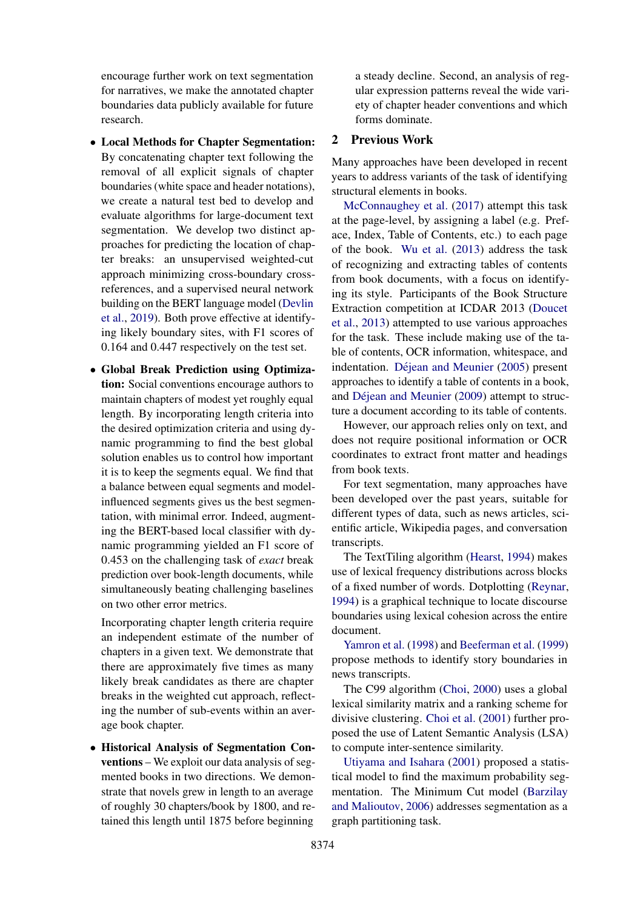encourage further work on text segmentation for narratives, we make the annotated chapter boundaries data publicly available for future research.

- **Local Methods for Chapter Segmentation:** By concatenating chapter text following the removal of all explicit signals of chapter boundaries (white space and header notations), we create a natural test bed to develop and evaluate algorithms for large-document text segmentation. We develop two distinct approaches for predicting the location of chapter breaks: an unsupervised weighted-cut approach minimizing cross-boundary cross-references, and a supervised neural network building on the BERT language model (Devlin et al., 2019). Both prove effective at identifying likely boundary sites, with F1 scores of 0.164 and 0.447 respectively on the test set.

- **Global Break Prediction using Optimization:** Social conventions encourage authors to maintain chapters of modest yet roughly equal length. By incorporating length criteria into the desired optimization criteria and using dynamic programming to find the best global solution enables us to control how important it is to keep the segments equal. We find that a balance between equal segments and model-influenced segments gives us the best segmentation, with minimal error. Indeed, augmenting the BERT-based local classifier with dynamic programming yielded an F1 score of 0.453 on the challenging task of *exact* break prediction over book-length documents, while simultaneously beating challenging baselines on two other error metrics.

  Incorporating chapter length criteria require an independent estimate of the number of chapters in a given text. We demonstrate that there are approximately five times as many likely break candidates as there are chapter breaks in the weighted cut approach, reflecting the number of sub-events within an average book chapter.

- **Historical Analysis of Segmentation Conventions** – We exploit our data analysis of segmented books in two directions. We demonstrate that novels grew in length to an average of roughly 30 chapters/book by 1800, and retained this length until 1875 before beginning a steady decline. Second, an analysis of regular expression patterns reveal the wide variety of chapter header conventions and which forms dominate.

## 2 Previous Work

Many approaches have been developed in recent years to address variants of the task of identifying structural elements in books.

McConnaughey et al. (2017) attempt this task at the page-level, by assigning a label (e.g. Preface, Index, Table of Contents, etc.) to each page of the book. Wu et al. (2013) address the task of recognizing and extracting tables of contents from book documents, with a focus on identifying its style. Participants of the Book Structure Extraction competition at ICDAR 2013 (Doucet et al., 2013) attempted to use various approaches for the task. These include making use of the table of contents, OCR information, whitespace, and indentation. Déjean and Meunier (2005) present approaches to identify a table of contents in a book, and Déjean and Meunier (2009) attempt to structure a document according to its table of contents.

However, our approach relies only on text, and does not require positional information or OCR coordinates to extract front matter and headings from book texts.

For text segmentation, many approaches have been developed over the past years, suitable for different types of data, such as news articles, scientific article, Wikipedia pages, and conversation transcripts.

The TextTiling algorithm (Hearst, 1994) makes use of lexical frequency distributions across blocks of a fixed number of words. Dotplotting (Reynar, 1994) is a graphical technique to locate discourse boundaries using lexical cohesion across the entire document.

Yamron et al. (1998) and Beeferman et al. (1999) propose methods to identify story boundaries in news transcripts.

The C99 algorithm (Choi, 2000) uses a global lexical similarity matrix and a ranking scheme for divisive clustering. Choi et al. (2001) further proposed the use of Latent Semantic Analysis (LSA) to compute inter-sentence similarity.

Utiyama and Isahara (2001) proposed a statistical model to find the maximum probability segmentation. The Minimum Cut model (Barzilay and Malioutov, 2006) addresses segmentation as a graph partitioning task.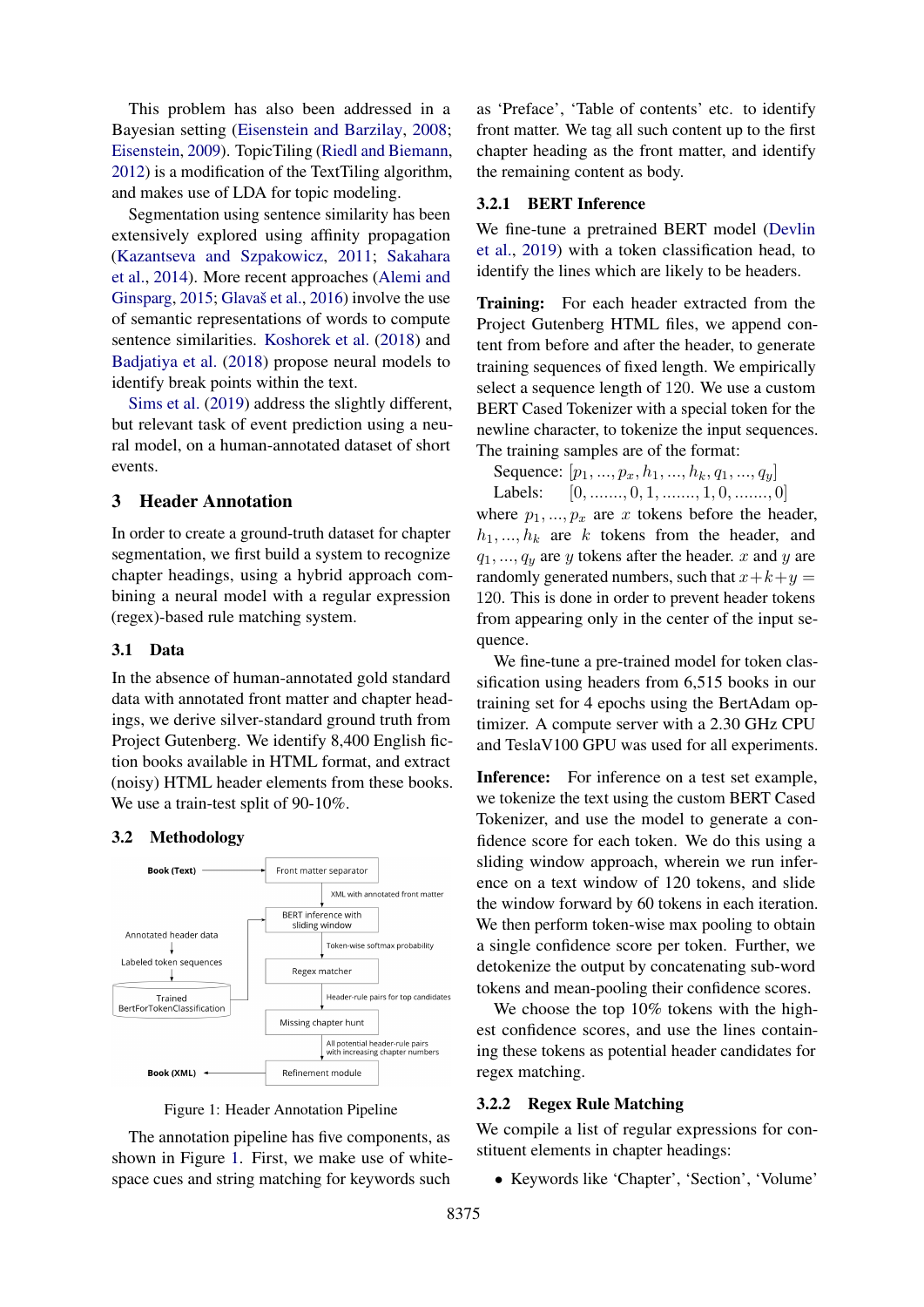This problem has also been addressed in a Bayesian setting (Eisenstein and Barzilay, 2008; Eisenstein, 2009). TopicTiling (Riedl and Biemann, 2012) is a modification of the TextTiling algorithm, and makes use of LDA for topic modeling.

Segmentation using sentence similarity has been extensively explored using affinity propagation (Kazantseva and Szpakowicz, 2011; Sakahara et al., 2014). More recent approaches (Alemi and Ginsparg, 2015; Glavaš et al., 2016) involve the use of semantic representations of words to compute sentence similarities. Koshorek et al. (2018) and Badjatiya et al. (2018) propose neural models to identify break points within the text.

Sims et al. (2019) address the slightly different, but relevant task of event prediction using a neural model, on a human-annotated dataset of short events.

## 3 Header Annotation

In order to create a ground-truth dataset for chapter segmentation, we first build a system to recognize chapter headings, using a hybrid approach combining a neural model with a regular expression (regex)-based rule matching system.

### 3.1 Data

In the absence of human-annotated gold standard data with annotated front matter and chapter headings, we derive silver-standard ground truth from Project Gutenberg. We identify 8,400 English fiction books available in HTML format, and extract (noisy) HTML header elements from these books. We use a train-test split of 90-10%.

### 3.2 Methodology

Figure 1: Header Annotation Pipeline

The annotation pipeline has five components, as shown in Figure 1. First, we make use of white-space cues and string matching for keywords such as 'Preface', 'Table of contents' etc. to identify front matter. We tag all such content up to the first chapter heading as the front matter, and identify the remaining content as body.

#### 3.2.1 BERT Inference

We fine-tune a pretrained BERT model (Devlin et al., 2019) with a token classification head, to identify the lines which are likely to be headers.

**Training:** For each header extracted from the Project Gutenberg HTML files, we append content from before and after the header, to generate training sequences of fixed length. We empirically select a sequence length of 120. We use a custom BERT Cased Tokenizer with a special token for the newline character, to tokenize the input sequences. The training samples are of the format:

Sequence: $[p_1, ..., p_x, h_1, ..., h_k, q_1, ..., q_y]$
Labels: $[0, ......., 0, 1, ......., 1, 0, ......., 0]$

where $p_1, ..., p_x$ are $x$ tokens before the header, $h_1, ..., h_k$ are $k$ tokens from the header, and $q_1, ..., q_y$ are $y$ tokens after the header. $x$ and $y$ are randomly generated numbers, such that $x+k+y = 120$. This is done in order to prevent header tokens from appearing only in the center of the input sequence.

We fine-tune a pre-trained model for token classification using headers from 6,515 books in our training set for 4 epochs using the BertAdam optimizer. A compute server with a 2.30 GHz CPU and TeslaV100 GPU was used for all experiments.

**Inference:** For inference on a test set example, we tokenize the text using the custom BERT Cased Tokenizer, and use the model to generate a confidence score for each token. We do this using a sliding window approach, wherein we run inference on a text window of 120 tokens, and slide the window forward by 60 tokens in each iteration. We then perform token-wise max pooling to obtain a single confidence score per token. Further, we detokenize the output by concatenating sub-word tokens and mean-pooling their confidence scores.

We choose the top 10% tokens with the highest confidence scores, and use the lines containing these tokens as potential header candidates for regex matching.

#### 3.2.2 Regex Rule Matching

We compile a list of regular expressions for constituent elements in chapter headings:

- Keywords like 'Chapter', 'Section', 'Volume'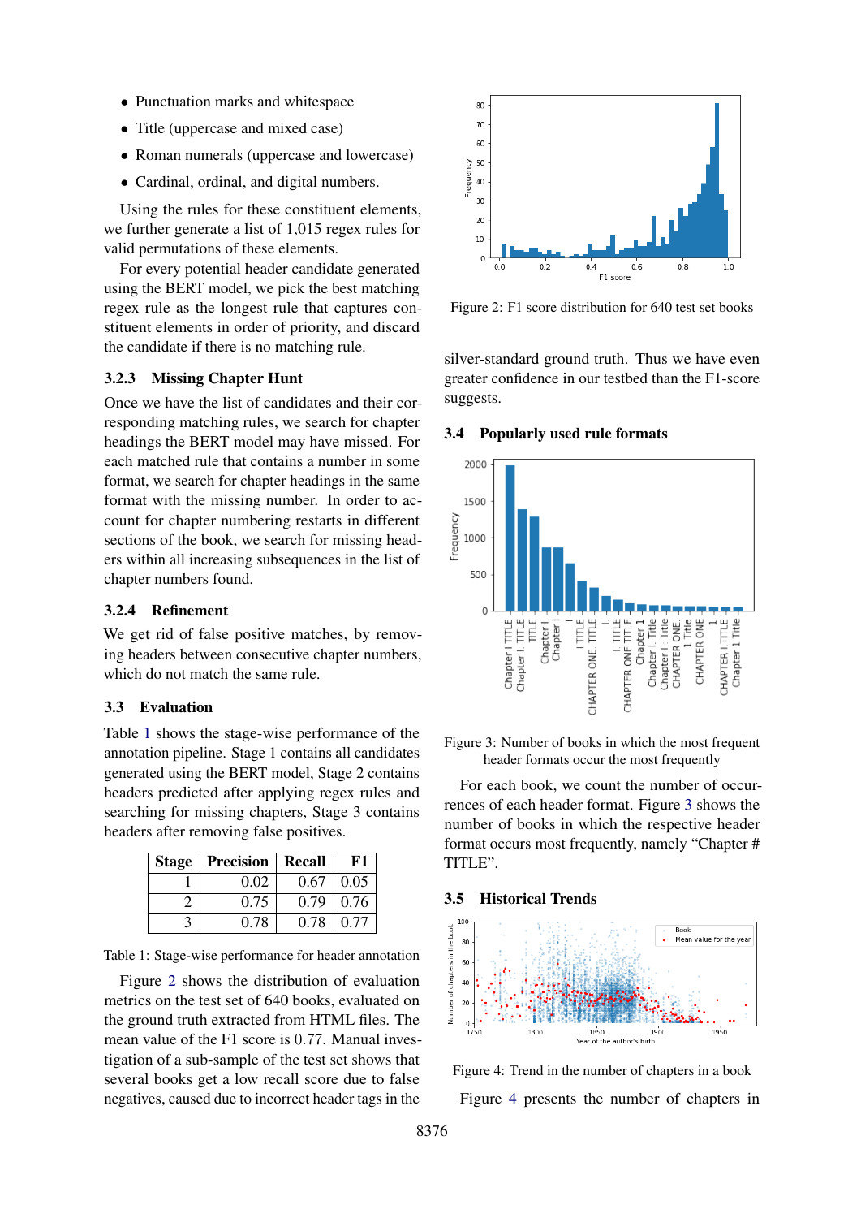- Punctuation marks and whitespace
- Title (uppercase and mixed case)
- Roman numerals (uppercase and lowercase)
- Cardinal, ordinal, and digital numbers.

Using the rules for these constituent elements, we further generate a list of 1,015 regex rules for valid permutations of these elements.

For every potential header candidate generated using the BERT model, we pick the best matching regex rule as the longest rule that captures constituent elements in order of priority, and discard the candidate if there is no matching rule.

#### 3.2.3 Missing Chapter Hunt

Once we have the list of candidates and their corresponding matching rules, we search for chapter headings the BERT model may have missed. For each matched rule that contains a number in some format, we search for chapter headings in the same format with the missing number. In order to account for chapter numbering restarts in different sections of the book, we search for missing headers within all increasing subsequences in the list of chapter numbers found.

#### 3.2.4 Refinement

We get rid of false positive matches, by removing headers between consecutive chapter numbers, which do not match the same rule.

### 3.3 Evaluation

Table 1 shows the stage-wise performance of the annotation pipeline. Stage 1 contains all candidates generated using the BERT model, Stage 2 contains headers predicted after applying regex rules and searching for missing chapters, Stage 3 contains headers after removing false positives.

| Stage | Precision | Recall | F1 |
|---|---|---|---|
| 1 | 0.02 | 0.67 | 0.05 |
| 2 | 0.75 | 0.79 | 0.76 |
| 3 | 0.78 | 0.78 | 0.77 |

Table 1: Stage-wise performance for header annotation

Figure 2 shows the distribution of evaluation metrics on the test set of 640 books, evaluated on the ground truth extracted from HTML files. The mean value of the F1 score is 0.77. Manual investigation of a sub-sample of the test set shows that several books get a low recall score due to false negatives, caused due to incorrect header tags in the silver-standard ground truth. Thus we have even greater confidence in our testbed than the F1-score suggests.

Figure 2: F1 score distribution for 640 test set books

### 3.4 Popularly used rule formats

Figure 3: Number of books in which the most frequent header formats occur the most frequently

For each book, we count the number of occurrences of each header format. Figure 3 shows the number of books in which the respective header format occurs most frequently, namely "Chapter # TITLE".

### 3.5 Historical Trends

Figure 4: Trend in the number of chapters in a book

Figure 4 presents the number of chapters in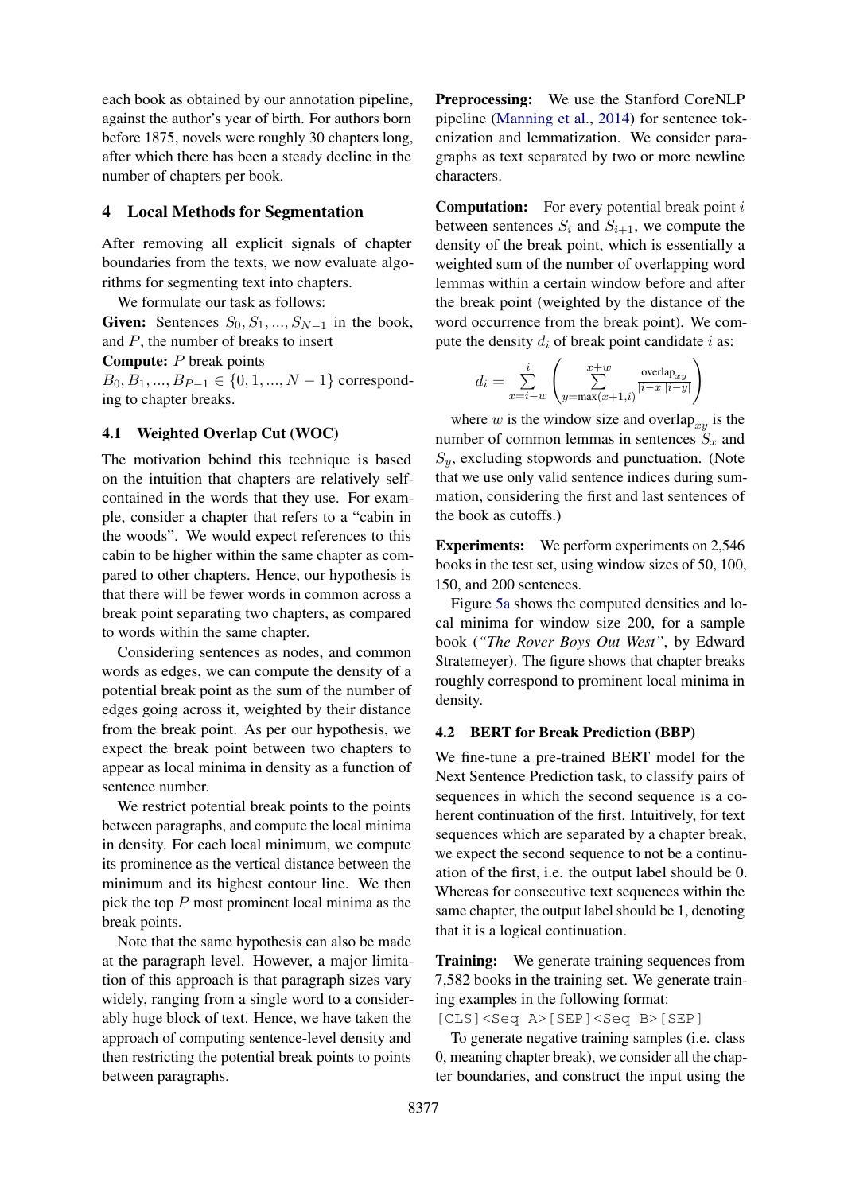each book as obtained by our annotation pipeline, against the author's year of birth. For authors born before 1875, novels were roughly 30 chapters long, after which there has been a steady decline in the number of chapters per book.

## 4 Local Methods for Segmentation

After removing all explicit signals of chapter boundaries from the texts, we now evaluate algorithms for segmenting text into chapters.

We formulate our task as follows:

**Given:** Sentences $S_0, S_1, ..., S_{N-1}$ in the book, and $P$, the number of breaks to insert

**Compute:** $P$ break points $B_0, B_1, ..., B_{P-1} \in \{0, 1, ..., N-1\}$ corresponding to chapter breaks.

### 4.1 Weighted Overlap Cut (WOC)

The motivation behind this technique is based on the intuition that chapters are relatively self-contained in the words that they use. For example, consider a chapter that refers to a "cabin in the woods". We would expect references to this cabin to be higher within the same chapter as compared to other chapters. Hence, our hypothesis is that there will be fewer words in common across a break point separating two chapters, as compared to words within the same chapter.

Considering sentences as nodes, and common words as edges, we can compute the density of a potential break point as the sum of the number of edges going across it, weighted by their distance from the break point. As per our hypothesis, we expect the break point between two chapters to appear as local minima in density as a function of sentence number.

We restrict potential break points to the points between paragraphs, and compute the local minima in density. For each local minimum, we compute its prominence as the vertical distance between the minimum and its highest contour line. We then pick the top $P$ most prominent local minima as the break points.

Note that the same hypothesis can also be made at the paragraph level. However, a major limitation of this approach is that paragraph sizes vary widely, ranging from a single word to a considerably huge block of text. Hence, we have taken the approach of computing sentence-level density and then restricting the potential break points to points between paragraphs.

**Preprocessing:** We use the Stanford CoreNLP pipeline (Manning et al., 2014) for sentence tokenization and lemmatization. We consider paragraphs as text separated by two or more newline characters.

**Computation:** For every potential break point $i$ between sentences $S_i$ and $S_{i+1}$, we compute the density of the break point, which is essentially a weighted sum of the number of overlapping word lemmas within a certain window before and after the break point (weighted by the distance of the word occurrence from the break point). We compute the density $d_i$ of break point candidate $i$ as:

$$d_i = \sum_{x=i-w}^{i} \left( \sum_{y=\max(x+1,i)}^{x+w} \frac{\text{overlap}_{xy}}{|i-x||i-y|} \right)$$

where $w$ is the window size and $\text{overlap}_{xy}$ is the number of common lemmas in sentences $S_x$ and $S_y$, excluding stopwords and punctuation. (Note that we use only valid sentence indices during summation, considering the first and last sentences of the book as cutoffs.)

**Experiments:** We perform experiments on 2,546 books in the test set, using window sizes of 50, 100, 150, and 200 sentences.

Figure 5a shows the computed densities and local minima for window size 200, for a sample book (*"The Rover Boys Out West"*, by Edward Stratemeyer). The figure shows that chapter breaks roughly correspond to prominent local minima in density.

### 4.2 BERT for Break Prediction (BBP)

We fine-tune a pre-trained BERT model for the Next Sentence Prediction task, to classify pairs of sequences in which the second sequence is a coherent continuation of the first. Intuitively, for text sequences which are separated by a chapter break, we expect the second sequence to not be a continuation of the first, i.e. the output label should be 0. Whereas for consecutive text sequences within the same chapter, the output label should be 1, denoting that it is a logical continuation.

**Training:** We generate training sequences from 7,582 books in the training set. We generate training examples in the following format:

```
[CLS]<Seq A>[SEP]<Seq B>[SEP]
```

To generate negative training samples (i.e. class 0, meaning chapter break), we consider all the chapter boundaries, and construct the input using the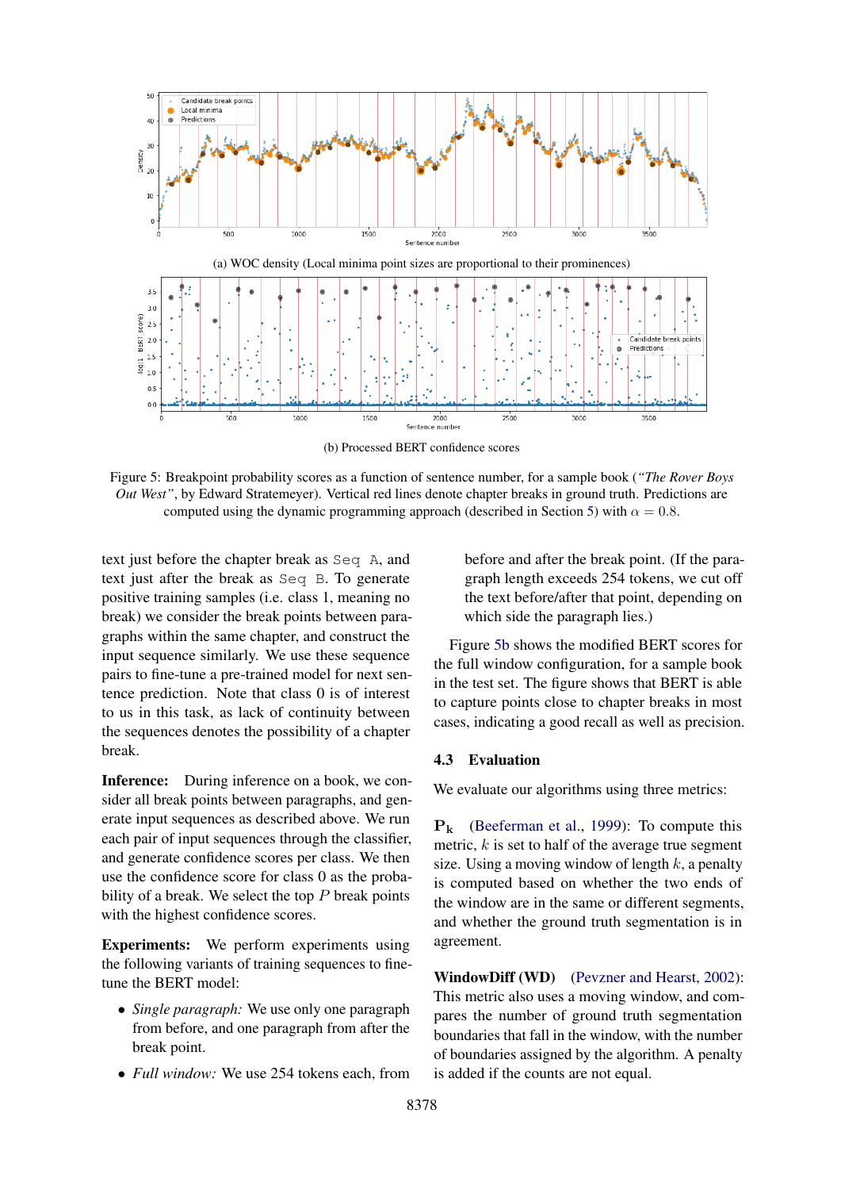(a) WOC density (Local minima point sizes are proportional to their prominences)

(b) Processed BERT confidence scores

Figure 5: Breakpoint probability scores as a function of sentence number, for a sample book (*"The Rover Boys Out West"*, by Edward Stratemeyer). Vertical red lines denote chapter breaks in ground truth. Predictions are computed using the dynamic programming approach (described in Section 5) with $\alpha = 0.8$.

text just before the chapter break as `Seq A`, and text just after the break as `Seq B`. To generate positive training samples (i.e. class 1, meaning no break) we consider the break points between paragraphs within the same chapter, and construct the input sequence similarly. We use these sequence pairs to fine-tune a pre-trained model for next sentence prediction. Note that class 0 is of interest to us in this task, as lack of continuity between the sequences denotes the possibility of a chapter break.

**Inference:** During inference on a book, we consider all break points between paragraphs, and generate input sequences as described above. We run each pair of input sequences through the classifier, and generate confidence scores per class. We then use the confidence score for class 0 as the probability of a break. We select the top $P$ break points with the highest confidence scores.

**Experiments:** We perform experiments using the following variants of training sequences to fine-tune the BERT model:

- *Single paragraph:* We use only one paragraph from before, and one paragraph from after the break point.
- *Full window:* We use 254 tokens each, from before and after the break point. (If the paragraph length exceeds 254 tokens, we cut off the text before/after that point, depending on which side the paragraph lies.)

Figure 5b shows the modified BERT scores for the full window configuration, for a sample book in the test set. The figure shows that BERT is able to capture points close to chapter breaks in most cases, indicating a good recall as well as precision.

### 4.3 Evaluation

We evaluate our algorithms using three metrics:

**$\mathbf{P_k}$** (Beeferman et al., 1999): To compute this metric, $k$ is set to half of the average true segment size. Using a moving window of length $k$, a penalty is computed based on whether the two ends of the window are in the same or different segments, and whether the ground truth segmentation is in agreement.

**WindowDiff (WD)** (Pevzner and Hearst, 2002): This metric also uses a moving window, and compares the number of ground truth segmentation boundaries that fall in the window, with the number of boundaries assigned by the algorithm. A penalty is added if the counts are not equal.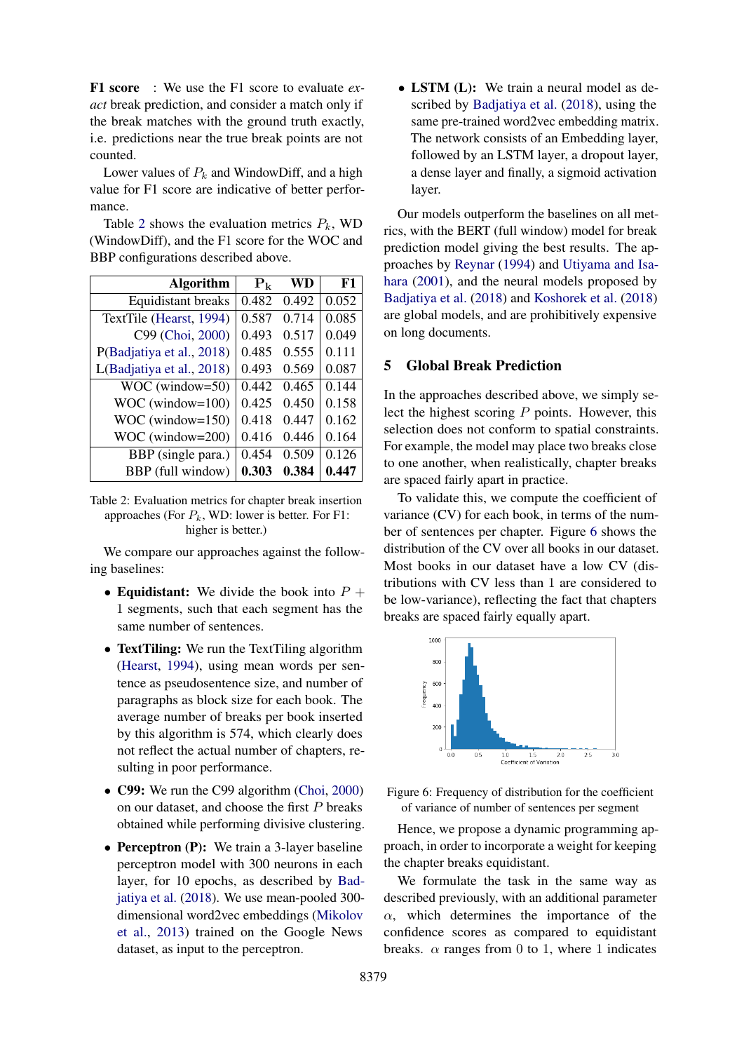**F1 score** : We use the F1 score to evaluate *exact* break prediction, and consider a match only if the break matches with the ground truth exactly, i.e. predictions near the true break points are not counted.

Lower values of $P_k$ and WindowDiff, and a high value for F1 score are indicative of better performance.

Table 2 shows the evaluation metrics $P_k$, WD (WindowDiff), and the F1 score for the WOC and BBP configurations described above.

| Algorithm | $\mathbf{P_k}$ | WD | F1 |
|---|---|---|---|
| Equidistant breaks | 0.482 | 0.492 | 0.052 |
| TextTile (Hearst, 1994) | 0.587 | 0.714 | 0.085 |
| C99 (Choi, 2000) | 0.493 | 0.517 | 0.049 |
| P(Badjatiya et al., 2018) | 0.485 | 0.555 | 0.111 |
| L(Badjatiya et al., 2018) | 0.493 | 0.569 | 0.087 |
| WOC (window=50) | 0.442 | 0.465 | 0.144 |
| WOC (window=100) | 0.425 | 0.450 | 0.158 |
| WOC (window=150) | 0.418 | 0.447 | 0.162 |
| WOC (window=200) | 0.416 | 0.446 | 0.164 |
| BBP (single para.) | 0.454 | 0.509 | 0.126 |
| BBP (full window) | **0.303** | **0.384** | **0.447** |

Table 2: Evaluation metrics for chapter break insertion approaches (For $P_k$, WD: lower is better. For F1: higher is better.)

We compare our approaches against the following baselines:

- **Equidistant:** We divide the book into $P + 1$ segments, such that each segment has the same number of sentences.
- **TextTiling:** We run the TextTiling algorithm (Hearst, 1994), using mean words per sentence as pseudosentence size, and number of paragraphs as block size for each book. The average number of breaks per book inserted by this algorithm is 574, which clearly does not reflect the actual number of chapters, resulting in poor performance.
- **C99:** We run the C99 algorithm (Choi, 2000) on our dataset, and choose the first $P$ breaks obtained while performing divisive clustering.
- **Perceptron (P):** We train a 3-layer baseline perceptron model with 300 neurons in each layer, for 10 epochs, as described by Badjatiya et al. (2018). We use mean-pooled 300-dimensional word2vec embeddings (Mikolov et al., 2013) trained on the Google News dataset, as input to the perceptron.
- **LSTM (L):** We train a neural model as described by Badjatiya et al. (2018), using the same pre-trained word2vec embedding matrix. The network consists of an Embedding layer, followed by an LSTM layer, a dropout layer, a dense layer and finally, a sigmoid activation layer.

Our models outperform the baselines on all metrics, with the BERT (full window) model for break prediction model giving the best results. The approaches by Reynar (1994) and Utiyama and Isahara (2001), and the neural models proposed by Badjatiya et al. (2018) and Koshorek et al. (2018) are global models, and are prohibitively expensive on long documents.

## 5 Global Break Prediction

In the approaches described above, we simply select the highest scoring $P$ points. However, this selection does not conform to spatial constraints. For example, the model may place two breaks close to one another, when realistically, chapter breaks are spaced fairly apart in practice.

To validate this, we compute the coefficient of variance (CV) for each book, in terms of the number of sentences per chapter. Figure 6 shows the distribution of the CV over all books in our dataset. Most books in our dataset have a low CV (distributions with CV less than 1 are considered to be low-variance), reflecting the fact that chapters breaks are spaced fairly equally apart.

Figure 6: Frequency of distribution for the coefficient of variance of number of sentences per segment

Hence, we propose a dynamic programming approach, in order to incorporate a weight for keeping the chapter breaks equidistant.

We formulate the task in the same way as described previously, with an additional parameter $\alpha$, which determines the importance of the confidence scores as compared to equidistant breaks. $\alpha$ ranges from 0 to 1, where 1 indicates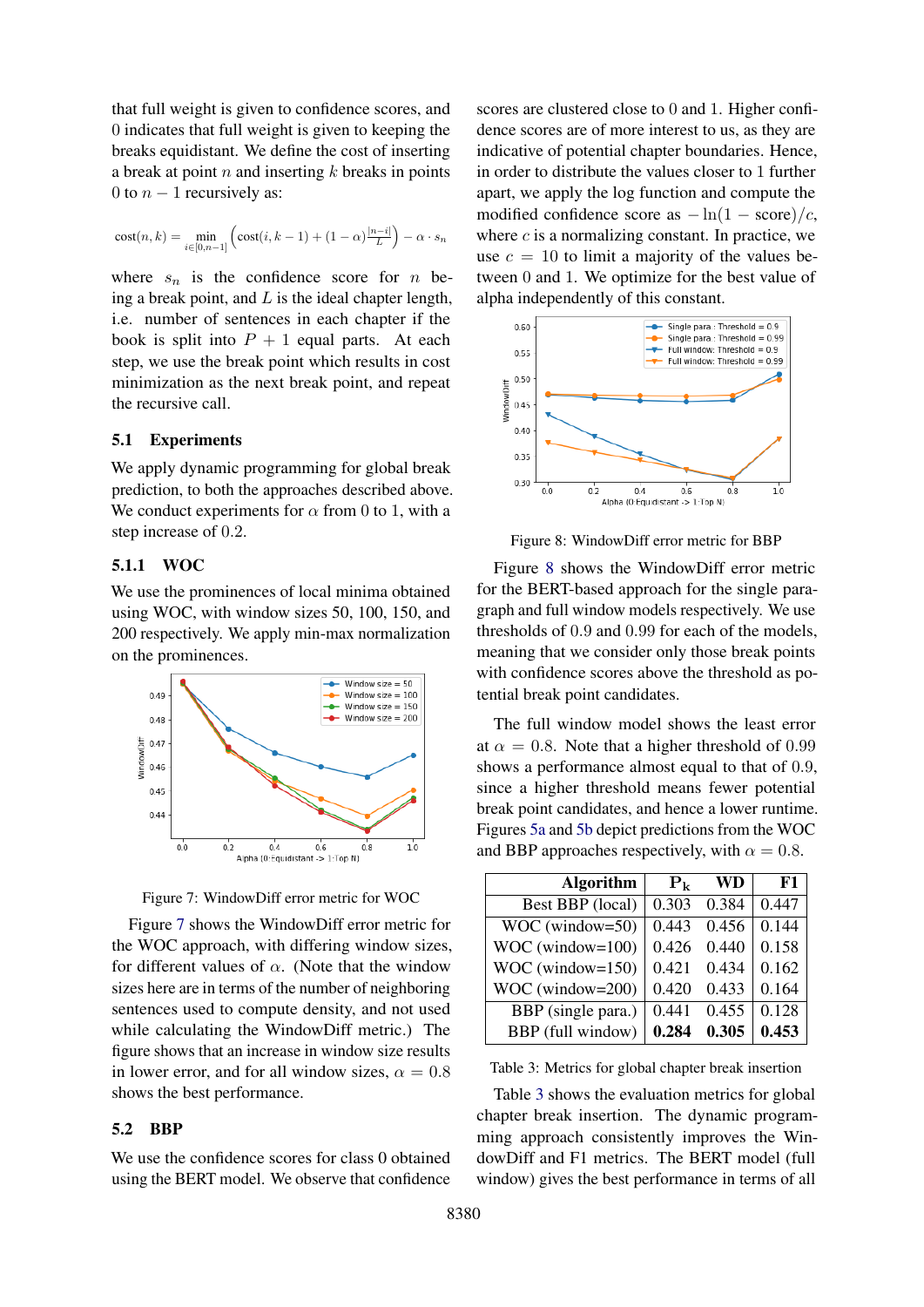that full weight is given to confidence scores, and 0 indicates that full weight is given to keeping the breaks equidistant. We define the cost of inserting a break at point $n$ and inserting $k$ breaks in points 0 to $n-1$ recursively as:

$$\text{cost}(n,k) = \min_{i \in [0,n-1]} \left( \text{cost}(i,k-1) + (1-\alpha)\frac{|n-i|}{L} \right) - \alpha \cdot s_n$$

where $s_n$ is the confidence score for $n$ being a break point, and $L$ is the ideal chapter length, i.e. number of sentences in each chapter if the book is split into $P+1$ equal parts. At each step, we use the break point which results in cost minimization as the next break point, and repeat the recursive call.

## 5.1 Experiments

We apply dynamic programming for global break prediction, to both the approaches described above. We conduct experiments for $\alpha$ from 0 to 1, with a step increase of 0.2.

### 5.1.1 WOC

We use the prominences of local minima obtained using WOC, with window sizes 50, 100, 150, and 200 respectively. We apply min-max normalization on the prominences.

Figure 7: WindowDiff error metric for WOC

Figure 7 shows the WindowDiff error metric for the WOC approach, with differing window sizes, for different values of $\alpha$. (Note that the window sizes here are in terms of the number of neighboring sentences used to compute density, and not used while calculating the WindowDiff metric.) The figure shows that an increase in window size results in lower error, and for all window sizes, $\alpha = 0.8$ shows the best performance.

## 5.2 BBP

We use the confidence scores for class 0 obtained using the BERT model. We observe that confidence scores are clustered close to 0 and 1. Higher confidence scores are of more interest to us, as they are indicative of potential chapter boundaries. Hence, in order to distribute the values closer to 1 further apart, we apply the log function and compute the modified confidence score as $-\ln(1-\text{score})/c$, where $c$ is a normalizing constant. In practice, we use $c = 10$ to limit a majority of the values between 0 and 1. We optimize for the best value of alpha independently of this constant.

Figure 8: WindowDiff error metric for BBP

Figure 8 shows the WindowDiff error metric for the BERT-based approach for the single paragraph and full window models respectively. We use thresholds of 0.9 and 0.99 for each of the models, meaning that we consider only those break points with confidence scores above the threshold as potential break point candidates.

The full window model shows the least error at $\alpha = 0.8$. Note that a higher threshold of 0.99 shows a performance almost equal to that of 0.9, since a higher threshold means fewer potential break point candidates, and hence a lower runtime. Figures 5a and 5b depict predictions from the WOC and BBP approaches respectively, with $\alpha = 0.8$.

| Algorithm | $P_k$ | WD | F1 |
|---|---|---|---|
| Best BBP (local) | 0.303 | 0.384 | 0.447 |
| WOC (window=50) | 0.443 | 0.456 | 0.144 |
| WOC (window=100) | 0.426 | 0.440 | 0.158 |
| WOC (window=150) | 0.421 | 0.434 | 0.162 |
| WOC (window=200) | 0.420 | 0.433 | 0.164 |
| BBP (single para.) | 0.441 | 0.455 | 0.128 |
| BBP (full window) | **0.284** | **0.305** | **0.453** |

Table 3: Metrics for global chapter break insertion

Table 3 shows the evaluation metrics for global chapter break insertion. The dynamic programming approach consistently improves the WindowDiff and F1 metrics. The BERT model (full window) gives the best performance in terms of all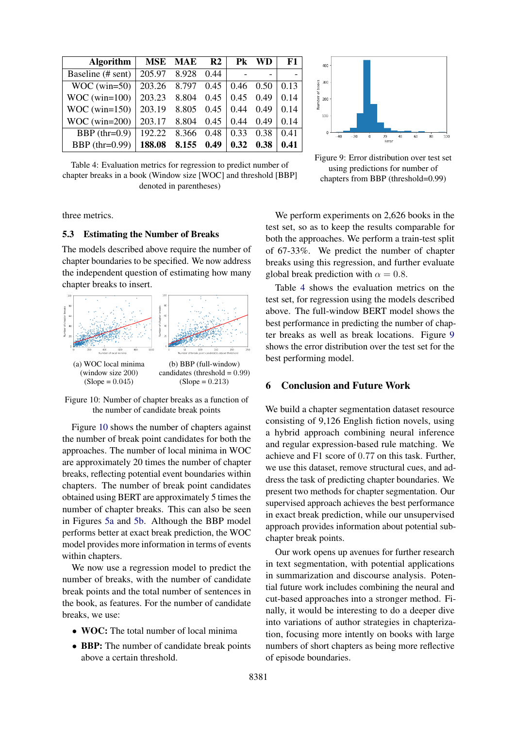| Algorithm | MSE | MAE | R2 | Pk | WD | F1 |
|---|---|---|---|---|---|---|
| Baseline (# sent) | 205.97 | 8.928 | 0.44 | - | - | - |
| WOC (win=50) | 203.26 | 8.797 | 0.45 | 0.46 | 0.50 | 0.13 |
| WOC (win=100) | 203.23 | 8.804 | 0.45 | 0.45 | 0.49 | 0.14 |
| WOC (win=150) | 203.19 | 8.805 | 0.45 | 0.44 | 0.49 | 0.14 |
| WOC (win=200) | 203.17 | 8.804 | 0.45 | 0.44 | 0.49 | 0.14 |
| BBP (thr=0.9) | 192.22 | 8.366 | 0.48 | 0.33 | 0.38 | 0.41 |
| BBP (thr=0.99) | **188.08** | **8.155** | **0.49** | **0.32** | **0.38** | **0.41** |

Table 4: Evaluation metrics for regression to predict number of chapter breaks in a book (Window size [WOC] and threshold [BBP] denoted in parentheses)

Figure 9: Error distribution over test set using predictions for number of chapters from BBP (threshold=0.99)

three metrics.

### 5.3 Estimating the Number of Breaks

The models described above require the number of chapter boundaries to be specified. We now address the independent question of estimating how many chapter breaks to insert.

(a) WOC local minima (window size 200) (Slope = 0.045)

(b) BBP (full-window) candidates (threshold = 0.99) (Slope = 0.213)

Figure 10: Number of chapter breaks as a function of the number of candidate break points

Figure 10 shows the number of chapters against the number of break point candidates for both the approaches. The number of local minima in WOC are approximately 20 times the number of chapter breaks, reflecting potential event boundaries within chapters. The number of break point candidates obtained using BERT are approximately 5 times the number of chapter breaks. This can also be seen in Figures 5a and 5b. Although the BBP model performs better at exact break prediction, the WOC model provides more information in terms of events within chapters.

We now use a regression model to predict the number of breaks, with the number of candidate break points and the total number of sentences in the book, as features. For the number of candidate breaks, we use:

- **WOC:** The total number of local minima
- **BBP:** The number of candidate break points above a certain threshold.

We perform experiments on 2,626 books in the test set, so as to keep the results comparable for both the approaches. We perform a train-test split of 67-33%. We predict the number of chapter breaks using this regression, and further evaluate global break prediction with $\alpha = 0.8$.

Table 4 shows the evaluation metrics on the test set, for regression using the models described above. The full-window BERT model shows the best performance in predicting the number of chapter breaks as well as break locations. Figure 9 shows the error distribution over the test set for the best performing model.

## 6 Conclusion and Future Work

We build a chapter segmentation dataset resource consisting of 9,126 English fiction novels, using a hybrid approach combining neural inference and regular expression-based rule matching. We achieve and F1 score of 0.77 on this task. Further, we use this dataset, remove structural cues, and address the task of predicting chapter boundaries. We present two methods for chapter segmentation. Our supervised approach achieves the best performance in exact break prediction, while our unsupervised approach provides information about potential sub-chapter break points.

Our work opens up avenues for further research in text segmentation, with potential applications in summarization and discourse analysis. Potential future work includes combining the neural and cut-based approaches into a stronger method. Finally, it would be interesting to do a deeper dive into variations of author strategies in chapterization, focusing more intently on books with large numbers of short chapters as being more reflective of episode boundaries.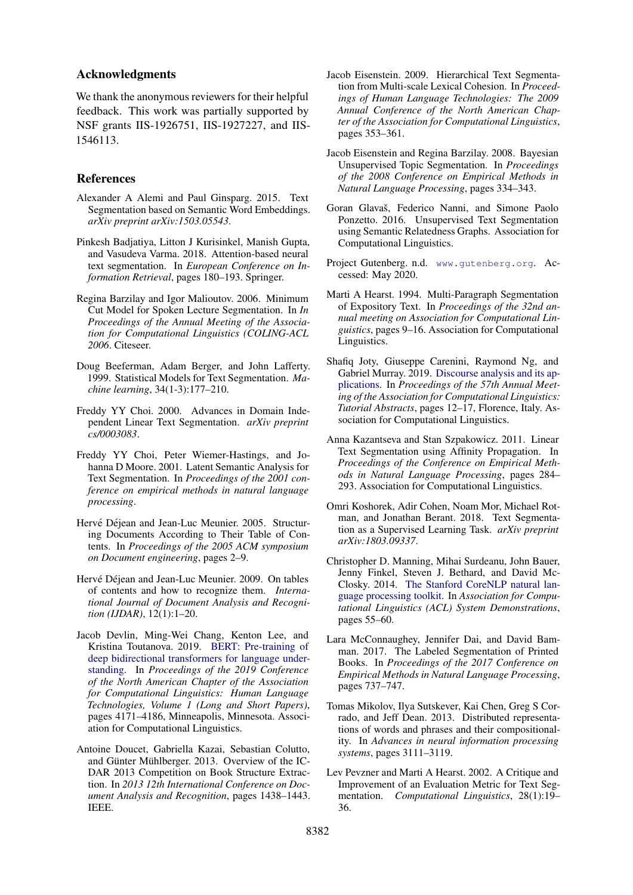## Acknowledgments

We thank the anonymous reviewers for their helpful feedback. This work was partially supported by NSF grants IIS-1926751, IIS-1927227, and IIS-1546113.

## References

Alexander A Alemi and Paul Ginsparg. 2015. Text Segmentation based on Semantic Word Embeddings. *arXiv preprint arXiv:1503.05543*.

Pinkesh Badjatiya, Litton J Kurisinkel, Manish Gupta, and Vasudeva Varma. 2018. Attention-based neural text segmentation. In *European Conference on Information Retrieval*, pages 180–193. Springer.

Regina Barzilay and Igor Malioutov. 2006. Minimum Cut Model for Spoken Lecture Segmentation. In *In Proceedings of the Annual Meeting of the Association for Computational Linguistics (COLING-ACL 2006*. Citeseer.

Doug Beeferman, Adam Berger, and John Lafferty. 1999. Statistical Models for Text Segmentation. *Machine learning*, 34(1-3):177–210.

Freddy YY Choi. 2000. Advances in Domain Independent Linear Text Segmentation. *arXiv preprint cs/0003083*.

Freddy YY Choi, Peter Wiemer-Hastings, and Johanna D Moore. 2001. Latent Semantic Analysis for Text Segmentation. In *Proceedings of the 2001 conference on empirical methods in natural language processing*.

Hervé Déjean and Jean-Luc Meunier. 2005. Structuring Documents According to Their Table of Contents. In *Proceedings of the 2005 ACM symposium on Document engineering*, pages 2–9.

Hervé Déjean and Jean-Luc Meunier. 2009. On tables of contents and how to recognize them. *International Journal of Document Analysis and Recognition (IJDAR)*, 12(1):1–20.

Jacob Devlin, Ming-Wei Chang, Kenton Lee, and Kristina Toutanova. 2019. BERT: Pre-training of deep bidirectional transformers for language understanding. In *Proceedings of the 2019 Conference of the North American Chapter of the Association for Computational Linguistics: Human Language Technologies, Volume 1 (Long and Short Papers)*, pages 4171–4186, Minneapolis, Minnesota. Association for Computational Linguistics.

Antoine Doucet, Gabriella Kazai, Sebastian Colutto, and Günter Mühlberger. 2013. Overview of the ICDAR 2013 Competition on Book Structure Extraction. In *2013 12th International Conference on Document Analysis and Recognition*, pages 1438–1443. IEEE.

Jacob Eisenstein. 2009. Hierarchical Text Segmentation from Multi-scale Lexical Cohesion. In *Proceedings of Human Language Technologies: The 2009 Annual Conference of the North American Chapter of the Association for Computational Linguistics*, pages 353–361.

Jacob Eisenstein and Regina Barzilay. 2008. Bayesian Unsupervised Topic Segmentation. In *Proceedings of the 2008 Conference on Empirical Methods in Natural Language Processing*, pages 334–343.

Goran Glavaš, Federico Nanni, and Simone Paolo Ponzetto. 2016. Unsupervised Text Segmentation using Semantic Relatedness Graphs. Association for Computational Linguistics.

Project Gutenberg. n.d. www.gutenberg.org. Accessed: May 2020.

Marti A Hearst. 1994. Multi-Paragraph Segmentation of Expository Text. In *Proceedings of the 32nd annual meeting on Association for Computational Linguistics*, pages 9–16. Association for Computational Linguistics.

Shafiq Joty, Giuseppe Carenini, Raymond Ng, and Gabriel Murray. 2019. Discourse analysis and its applications. In *Proceedings of the 57th Annual Meeting of the Association for Computational Linguistics: Tutorial Abstracts*, pages 12–17, Florence, Italy. Association for Computational Linguistics.

Anna Kazantseva and Stan Szpakowicz. 2011. Linear Text Segmentation using Affinity Propagation. In *Proceedings of the Conference on Empirical Methods in Natural Language Processing*, pages 284–293. Association for Computational Linguistics.

Omri Koshorek, Adir Cohen, Noam Mor, Michael Rotman, and Jonathan Berant. 2018. Text Segmentation as a Supervised Learning Task. *arXiv preprint arXiv:1803.09337*.

Christopher D. Manning, Mihai Surdeanu, John Bauer, Jenny Finkel, Steven J. Bethard, and David McClosky. 2014. The Stanford CoreNLP natural language processing toolkit. In *Association for Computational Linguistics (ACL) System Demonstrations*, pages 55–60.

Lara McConnaughey, Jennifer Dai, and David Bamman. 2017. The Labeled Segmentation of Printed Books. In *Proceedings of the 2017 Conference on Empirical Methods in Natural Language Processing*, pages 737–747.

Tomas Mikolov, Ilya Sutskever, Kai Chen, Greg S Corrado, and Jeff Dean. 2013. Distributed representations of words and phrases and their compositionality. In *Advances in neural information processing systems*, pages 3111–3119.

Lev Pevzner and Marti A Hearst. 2002. A Critique and Improvement of an Evaluation Metric for Text Segmentation. *Computational Linguistics*, 28(1):19–36.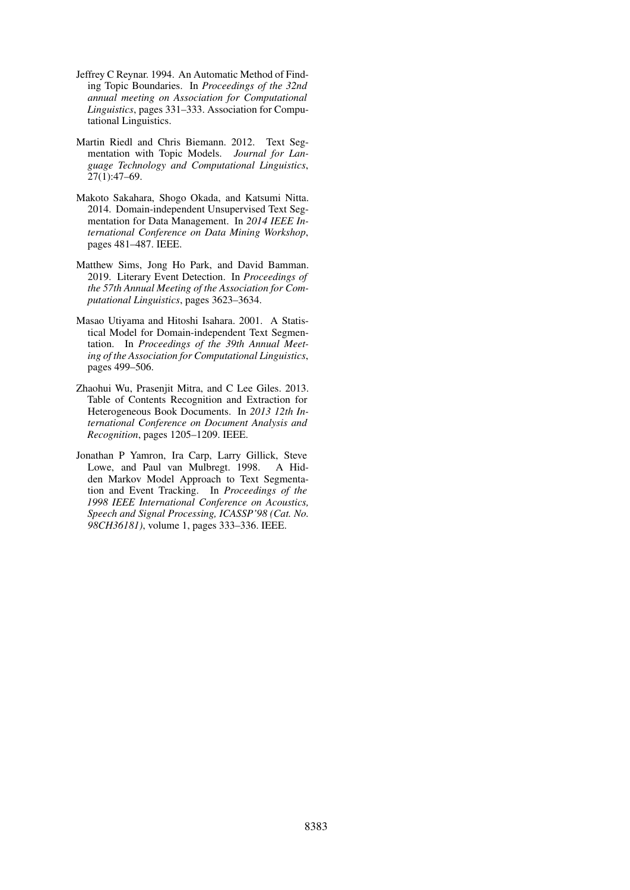Jeffrey C Reynar. 1994. An Automatic Method of Finding Topic Boundaries. In *Proceedings of the 32nd annual meeting on Association for Computational Linguistics*, pages 331–333. Association for Computational Linguistics.

Martin Riedl and Chris Biemann. 2012. Text Segmentation with Topic Models. *Journal for Language Technology and Computational Linguistics*, 27(1):47–69.

Makoto Sakahara, Shogo Okada, and Katsumi Nitta. 2014. Domain-independent Unsupervised Text Segmentation for Data Management. In *2014 IEEE International Conference on Data Mining Workshop*, pages 481–487. IEEE.

Matthew Sims, Jong Ho Park, and David Bamman. 2019. Literary Event Detection. In *Proceedings of the 57th Annual Meeting of the Association for Computational Linguistics*, pages 3623–3634.

Masao Utiyama and Hitoshi Isahara. 2001. A Statistical Model for Domain-independent Text Segmentation. In *Proceedings of the 39th Annual Meeting of the Association for Computational Linguistics*, pages 499–506.

Zhaohui Wu, Prasenjit Mitra, and C Lee Giles. 2013. Table of Contents Recognition and Extraction for Heterogeneous Book Documents. In *2013 12th International Conference on Document Analysis and Recognition*, pages 1205–1209. IEEE.

Jonathan P Yamron, Ira Carp, Larry Gillick, Steve Lowe, and Paul van Mulbregt. 1998. A Hidden Markov Model Approach to Text Segmentation and Event Tracking. In *Proceedings of the 1998 IEEE International Conference on Acoustics, Speech and Signal Processing, ICASSP'98 (Cat. No. 98CH36181)*, volume 1, pages 333–336. IEEE.